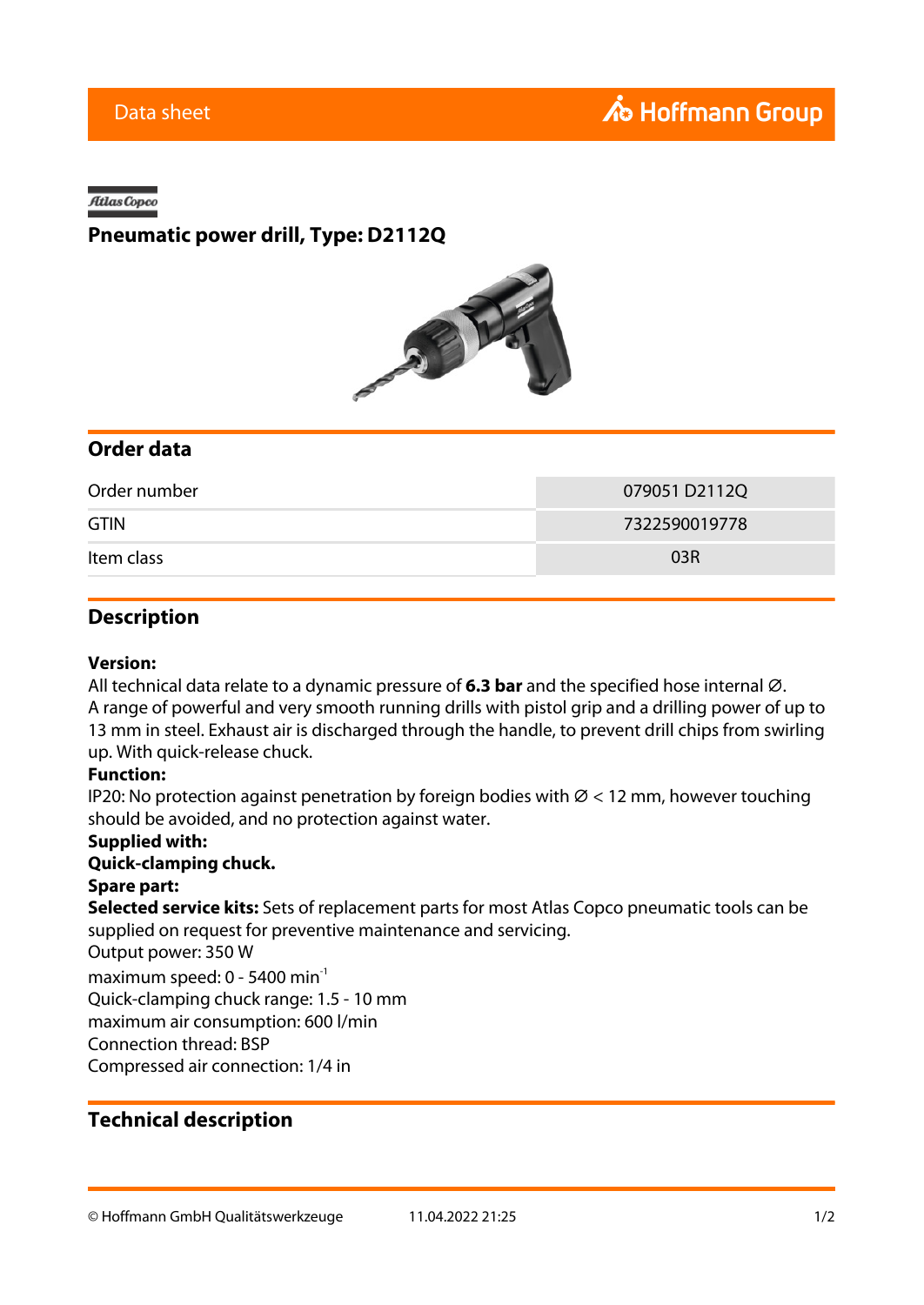Data sheet

Atlas Copco

# Pneumatic power drill, Type: D2112Q

## Order data

| | |
|---|---|
| Order number | 079051 D2112Q |
| GTIN | 7322590019778 |
| Item class | 03R |

## Description

**Version:**
All technical data relate to a dynamic pressure of **6.3 bar** and the specified hose internal ∅.
A range of powerful and very smooth running drills with pistol grip and a drilling power of up to 13 mm in steel. Exhaust air is discharged through the handle, to prevent drill chips from swirling up. With quick-release chuck.
**Function:**
IP20: No protection against penetration by foreign bodies with ∅ < 12 mm, however touching should be avoided, and no protection against water.
**Supplied with:**
**Quick-clamping chuck.**
**Spare part:**
**Selected service kits:** Sets of replacement parts for most Atlas Copco pneumatic tools can be supplied on request for preventive maintenance and servicing.
Output power: 350 W
maximum speed: 0 - 5400 $min^{-1}$
Quick-clamping chuck range: 1.5 - 10 mm
maximum air consumption: 600 l/min
Connection thread: BSP
Compressed air connection: 1/4 in

## Technical description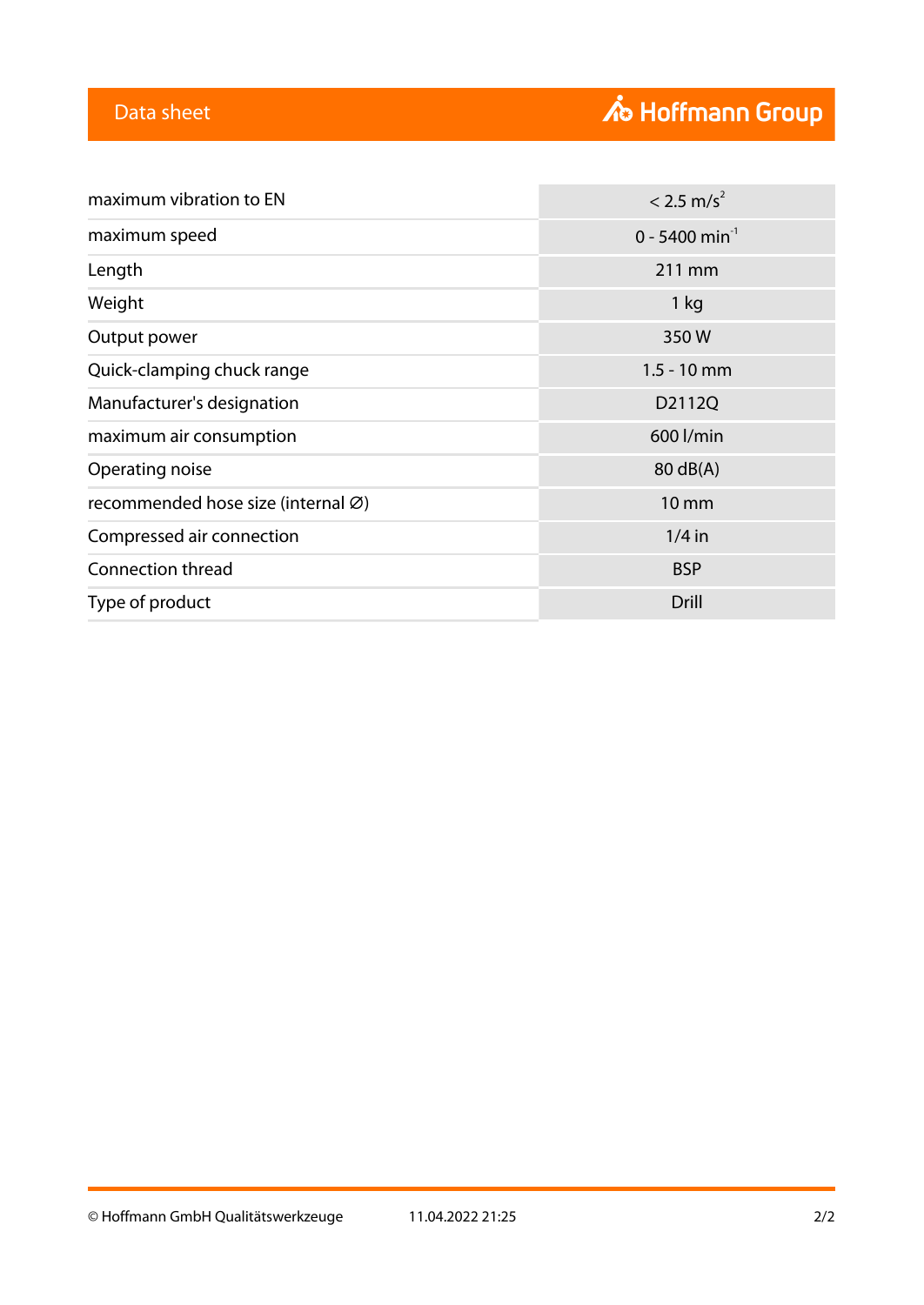| | |
|---|---|
| maximum vibration to EN | < 2.5 m/s$^2$ |
| maximum speed | 0 - 5400 min$^{-1}$ |
| Length | 211 mm |
| Weight | 1 kg |
| Output power | 350 W |
| Quick-clamping chuck range | 1.5 - 10 mm |
| Manufacturer's designation | D2112Q |
| maximum air consumption | 600 l/min |
| Operating noise | 80 dB(A) |
| recommended hose size (internal ∅) | 10 mm |
| Compressed air connection | 1/4 in |
| Connection thread | BSP |
| Type of product | Drill |